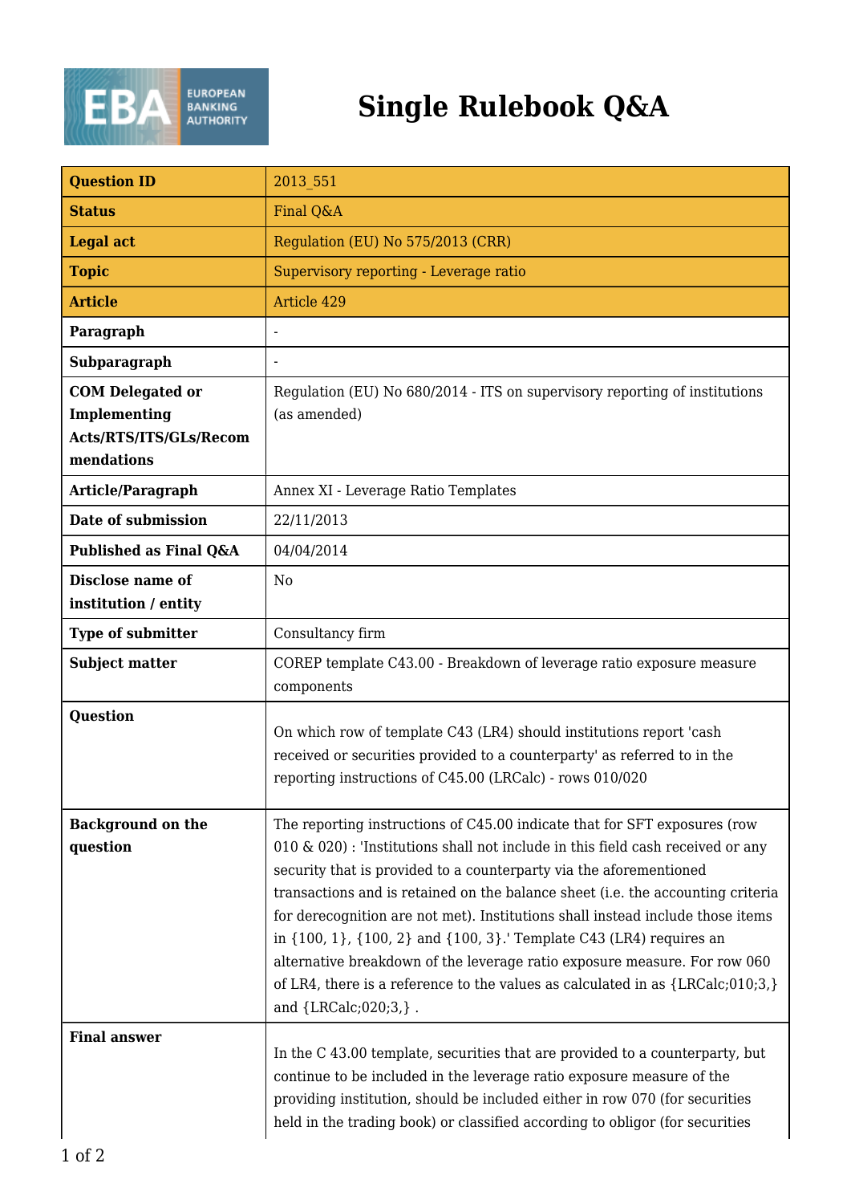# Single Rulebook Q&A

| Question ID | 2013_551 |
|---|---|
| Status | Final Q&A |
| Legal act | Regulation (EU) No 575/2013 (CRR) |
| Topic | Supervisory reporting - Leverage ratio |
| Article | Article 429 |
| Paragraph | - |
| Subparagraph | - |
| COM Delegated or Implementing Acts/RTS/ITS/GLs/Recommendations | Regulation (EU) No 680/2014 - ITS on supervisory reporting of institutions (as amended) |
| Article/Paragraph | Annex XI - Leverage Ratio Templates |
| Date of submission | 22/11/2013 |
| Published as Final Q&A | 04/04/2014 |
| Disclose name of institution / entity | No |
| Type of submitter | Consultancy firm |
| Subject matter | COREP template C43.00 - Breakdown of leverage ratio exposure measure components |
| Question | On which row of template C43 (LR4) should institutions report 'cash received or securities provided to a counterparty' as referred to in the reporting instructions of C45.00 (LRCalc) - rows 010/020 |
| Background on the question | The reporting instructions of C45.00 indicate that for SFT exposures (row 010 & 020) : 'Institutions shall not include in this field cash received or any security that is provided to a counterparty via the aforementioned transactions and is retained on the balance sheet (i.e. the accounting criteria for derecognition are not met). Institutions shall instead include those items in {100, 1}, {100, 2} and {100, 3}.' Template C43 (LR4) requires an alternative breakdown of the leverage ratio exposure measure. For row 060 of LR4, there is a reference to the values as calculated in as {LRCalc;010;3,} and {LRCalc;020;3,} . |
| Final answer | In the C 43.00 template, securities that are provided to a counterparty, but continue to be included in the leverage ratio exposure measure of the providing institution, should be included either in row 070 (for securities held in the trading book) or classified according to obligor (for securities |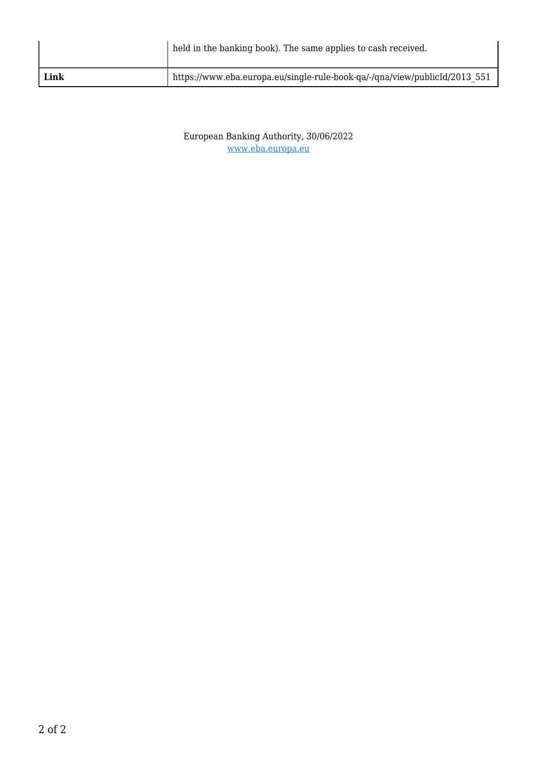| | |
|---|---|
| | held in the banking book). The same applies to cash received. |
| **Link** | https://www.eba.europa.eu/single-rule-book-qa/-/qna/view/publicId/2013_551 |

European Banking Authority, 30/06/2022
www.eba.europa.eu